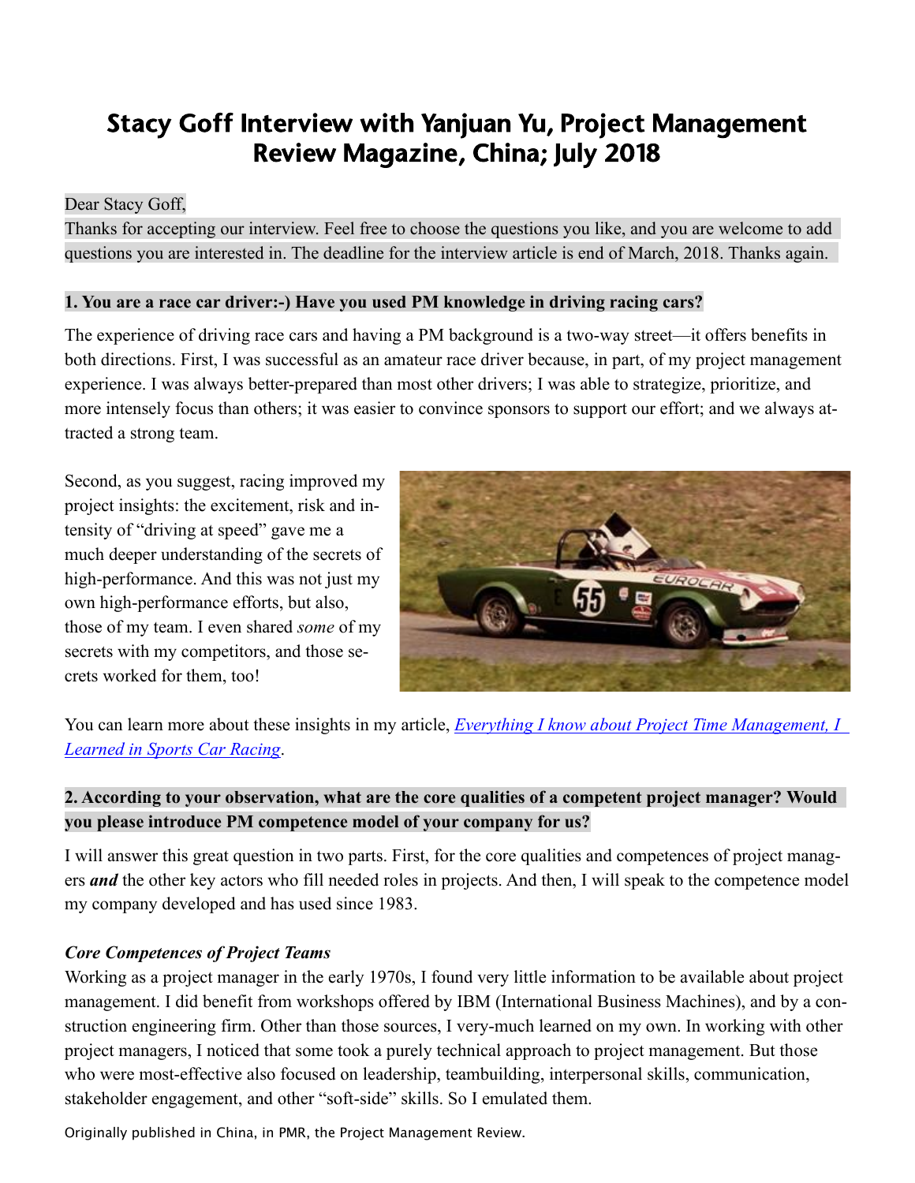# Stacy Goff Interview with Yanjuan Yu, Project Management Review Magazine, China; July 2018

Dear Stacy Goff,

Thanks for accepting our interview. Feel free to choose the questions you like, and you are welcome to add questions you are interested in. The deadline for the interview article is end of March, 2018. Thanks again.

**1. You are a race car driver:-) Have you used PM knowledge in driving racing cars?**

The experience of driving race cars and having a PM background is a two-way street—it offers benefits in both directions. First, I was successful as an amateur race driver because, in part, of my project management experience. I was always better-prepared than most other drivers; I was able to strategize, prioritize, and more intensely focus than others; it was easier to convince sponsors to support our effort; and we always attracted a strong team.

Second, as you suggest, racing improved my project insights: the excitement, risk and intensity of "driving at speed" gave me a much deeper understanding of the secrets of high-performance. And this was not just my own high-performance efforts, but also, those of my team. I even shared *some* of my secrets with my competitors, and those secrets worked for them, too!

You can learn more about these insights in my article, *Everything I know about Project Time Management, I Learned in Sports Car Racing*.

**2. According to your observation, what are the core qualities of a competent project manager? Would you please introduce PM competence model of your company for us?**

I will answer this great question in two parts. First, for the core qualities and competences of project managers ***and*** the other key actors who fill needed roles in projects. And then, I will speak to the competence model my company developed and has used since 1983.

***Core Competences of Project Teams***

Working as a project manager in the early 1970s, I found very little information to be available about project management. I did benefit from workshops offered by IBM (International Business Machines), and by a construction engineering firm. Other than those sources, I very-much learned on my own. In working with other project managers, I noticed that some took a purely technical approach to project management. But those who were most-effective also focused on leadership, teambuilding, interpersonal skills, communication, stakeholder engagement, and other "soft-side" skills. So I emulated them.

Originally published in China, in PMR, the Project Management Review.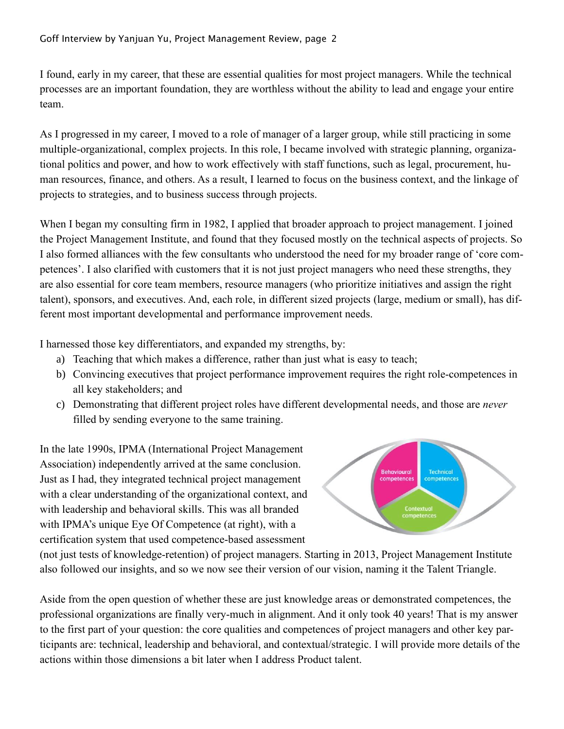I found, early in my career, that these are essential qualities for most project managers. While the technical processes are an important foundation, they are worthless without the ability to lead and engage your entire team.

As I progressed in my career, I moved to a role of manager of a larger group, while still practicing in some multiple-organizational, complex projects. In this role, I became involved with strategic planning, organizational politics and power, and how to work effectively with staff functions, such as legal, procurement, human resources, finance, and others. As a result, I learned to focus on the business context, and the linkage of projects to strategies, and to business success through projects.

When I began my consulting firm in 1982, I applied that broader approach to project management. I joined the Project Management Institute, and found that they focused mostly on the technical aspects of projects. So I also formed alliances with the few consultants who understood the need for my broader range of 'core competences'. I also clarified with customers that it is not just project managers who need these strengths, they are also essential for core team members, resource managers (who prioritize initiatives and assign the right talent), sponsors, and executives. And, each role, in different sized projects (large, medium or small), has different most important developmental and performance improvement needs.

I harnessed those key differentiators, and expanded my strengths, by:

a) Teaching that which makes a difference, rather than just what is easy to teach;
b) Convincing executives that project performance improvement requires the right role-competences in all key stakeholders; and
c) Demonstrating that different project roles have different developmental needs, and those are *never* filled by sending everyone to the same training.

In the late 1990s, IPMA (International Project Management Association) independently arrived at the same conclusion. Just as I had, they integrated technical project management with a clear understanding of the organizational context, and with leadership and behavioral skills. This was all branded with IPMA's unique Eye Of Competence (at right), with a certification system that used competence-based assessment (not just tests of knowledge-retention) of project managers. Starting in 2013, Project Management Institute also followed our insights, and so we now see their version of our vision, naming it the Talent Triangle.

Aside from the open question of whether these are just knowledge areas or demonstrated competences, the professional organizations are finally very-much in alignment. And it only took 40 years! That is my answer to the first part of your question: the core qualities and competences of project managers and other key participants are: technical, leadership and behavioral, and contextual/strategic. I will provide more details of the actions within those dimensions a bit later when I address Product talent.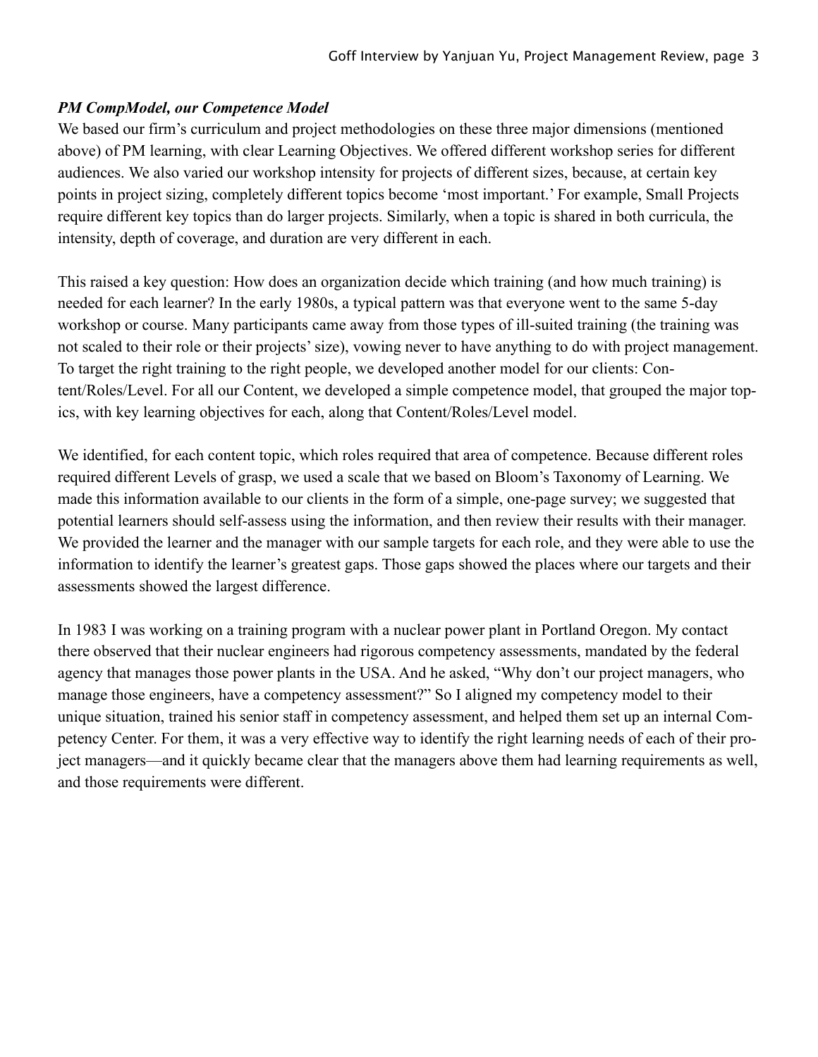### *PM CompModel, our Competence Model*

We based our firm's curriculum and project methodologies on these three major dimensions (mentioned above) of PM learning, with clear Learning Objectives. We offered different workshop series for different audiences. We also varied our workshop intensity for projects of different sizes, because, at certain key points in project sizing, completely different topics become 'most important.' For example, Small Projects require different key topics than do larger projects. Similarly, when a topic is shared in both curricula, the intensity, depth of coverage, and duration are very different in each.

This raised a key question: How does an organization decide which training (and how much training) is needed for each learner? In the early 1980s, a typical pattern was that everyone went to the same 5-day workshop or course. Many participants came away from those types of ill-suited training (the training was not scaled to their role or their projects' size), vowing never to have anything to do with project management. To target the right training to the right people, we developed another model for our clients: Content/Roles/Level. For all our Content, we developed a simple competence model, that grouped the major topics, with key learning objectives for each, along that Content/Roles/Level model.

We identified, for each content topic, which roles required that area of competence. Because different roles required different Levels of grasp, we used a scale that we based on Bloom's Taxonomy of Learning. We made this information available to our clients in the form of a simple, one-page survey; we suggested that potential learners should self-assess using the information, and then review their results with their manager. We provided the learner and the manager with our sample targets for each role, and they were able to use the information to identify the learner's greatest gaps. Those gaps showed the places where our targets and their assessments showed the largest difference.

In 1983 I was working on a training program with a nuclear power plant in Portland Oregon. My contact there observed that their nuclear engineers had rigorous competency assessments, mandated by the federal agency that manages those power plants in the USA. And he asked, "Why don't our project managers, who manage those engineers, have a competency assessment?" So I aligned my competency model to their unique situation, trained his senior staff in competency assessment, and helped them set up an internal Competency Center. For them, it was a very effective way to identify the right learning needs of each of their project managers—and it quickly became clear that the managers above them had learning requirements as well, and those requirements were different.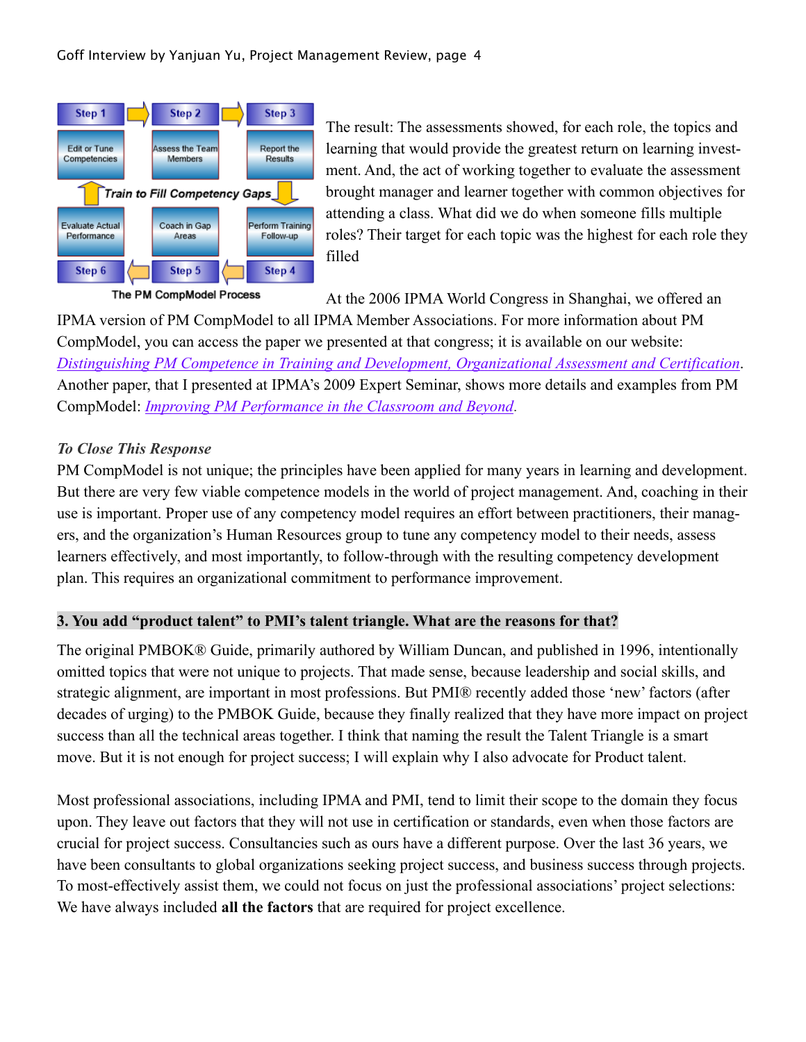Step 1 → Step 2 → Step 3

Edit or Tune Competencies | Assess the Team Members | Report the Results

Train to Fill Competency Gaps

Evaluate Actual Performance | Coach in Gap Areas | Perform Training Follow-up

Step 6 ← Step 5 ← Step 4

The PM CompModel Process

The result: The assessments showed, for each role, the topics and learning that would provide the greatest return on learning investment. And, the act of working together to evaluate the assessment brought manager and learner together with common objectives for attending a class. What did we do when someone fills multiple roles? Their target for each topic was the highest for each role they filled

At the 2006 IPMA World Congress in Shanghai, we offered an IPMA version of PM CompModel to all IPMA Member Associations. For more information about PM CompModel, you can access the paper we presented at that congress; it is available on our website: *Distinguishing PM Competence in Training and Development, Organizational Assessment and Certification*. Another paper, that I presented at IPMA's 2009 Expert Seminar, shows more details and examples from PM CompModel: *Improving PM Performance in the Classroom and Beyond*.

*To Close This Response*

PM CompModel is not unique; the principles have been applied for many years in learning and development. But there are very few viable competence models in the world of project management. And, coaching in their use is important. Proper use of any competency model requires an effort between practitioners, their managers, and the organization's Human Resources group to tune any competency model to their needs, assess learners effectively, and most importantly, to follow-through with the resulting competency development plan. This requires an organizational commitment to performance improvement.

### 3. You add "product talent" to PMI's talent triangle. What are the reasons for that?

The original PMBOK® Guide, primarily authored by William Duncan, and published in 1996, intentionally omitted topics that were not unique to projects. That made sense, because leadership and social skills, and strategic alignment, are important in most professions. But PMI® recently added those 'new' factors (after decades of urging) to the PMBOK Guide, because they finally realized that they have more impact on project success than all the technical areas together. I think that naming the result the Talent Triangle is a smart move. But it is not enough for project success; I will explain why I also advocate for Product talent.

Most professional associations, including IPMA and PMI, tend to limit their scope to the domain they focus upon. They leave out factors that they will not use in certification or standards, even when those factors are crucial for project success. Consultancies such as ours have a different purpose. Over the last 36 years, we have been consultants to global organizations seeking project success, and business success through projects. To most-effectively assist them, we could not focus on just the professional associations' project selections: We have always included **all the factors** that are required for project excellence.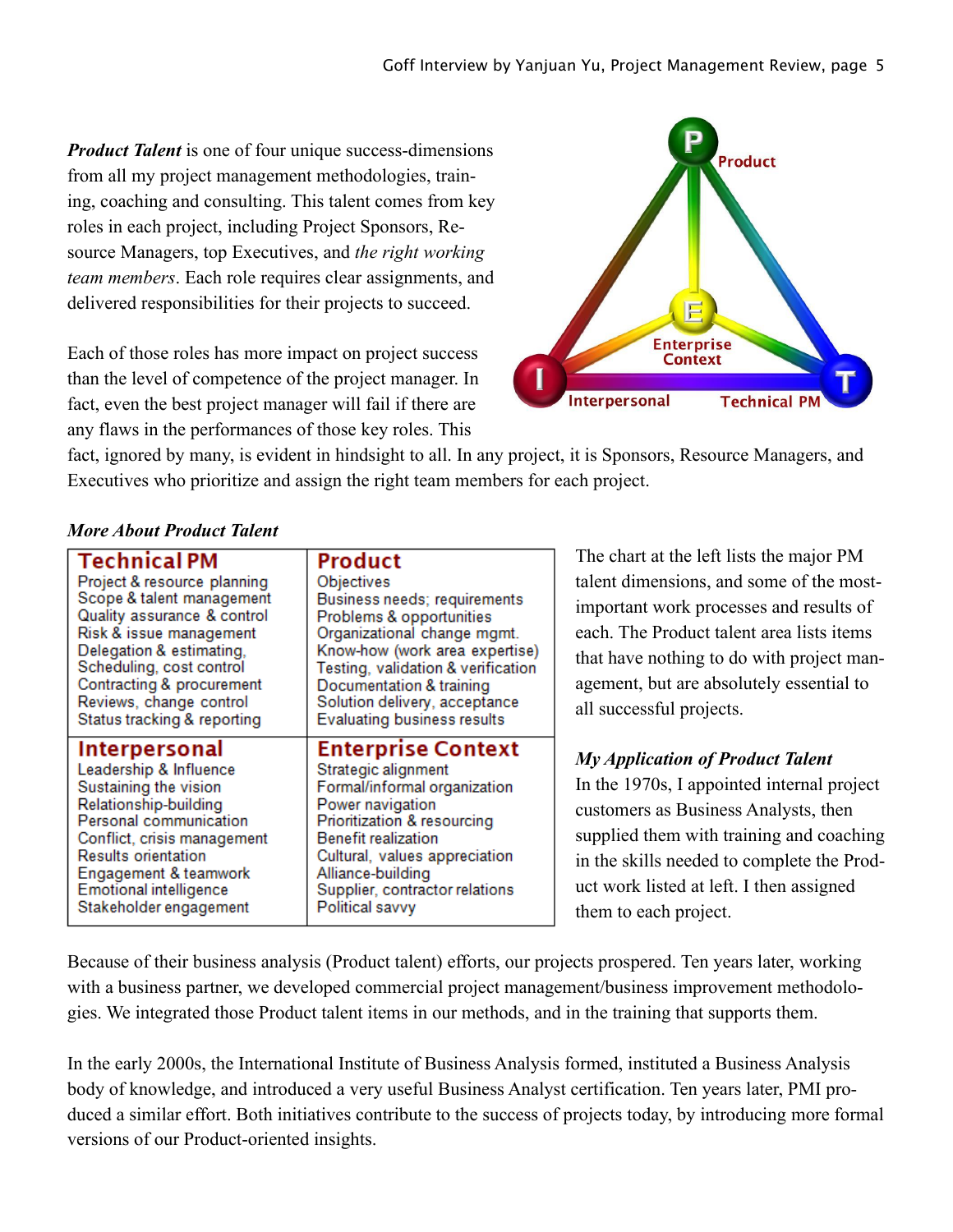***Product Talent*** is one of four unique success-dimensions from all my project management methodologies, training, coaching and consulting. This talent comes from key roles in each project, including Project Sponsors, Resource Managers, top Executives, and *the right working team members*. Each role requires clear assignments, and delivered responsibilities for their projects to succeed.

Each of those roles has more impact on project success than the level of competence of the project manager. In fact, even the best project manager will fail if there are any flaws in the performances of those key roles. This fact, ignored by many, is evident in hindsight to all. In any project, it is Sponsors, Resource Managers, and Executives who prioritize and assign the right team members for each project.

***More About Product Talent***

| **Technical PM** | **Product** |
|---|---|
| Project & resource planning<br>Scope & talent management<br>Quality assurance & control<br>Risk & issue management<br>Delegation & estimating,<br>Scheduling, cost control<br>Contracting & procurement<br>Reviews, change control<br>Status tracking & reporting | Objectives<br>Business needs; requirements<br>Problems & opportunities<br>Organizational change mgmt.<br>Know-how (work area expertise)<br>Testing, validation & verification<br>Documentation & training<br>Solution delivery, acceptance<br>Evaluating business results |
| **Interpersonal** | **Enterprise Context** |
| Leadership & Influence<br>Sustaining the vision<br>Relationship-building<br>Personal communication<br>Conflict, crisis management<br>Results orientation<br>Engagement & teamwork<br>Emotional intelligence<br>Stakeholder engagement | Strategic alignment<br>Formal/informal organization<br>Power navigation<br>Prioritization & resourcing<br>Benefit realization<br>Cultural, values appreciation<br>Alliance-building<br>Supplier, contractor relations<br>Political savvy |

The chart at the left lists the major PM talent dimensions, and some of the most-important work processes and results of each. The Product talent area lists items that have nothing to do with project management, but are absolutely essential to all successful projects.

***My Application of Product Talent***

In the 1970s, I appointed internal project customers as Business Analysts, then supplied them with training and coaching in the skills needed to complete the Product work listed at left. I then assigned them to each project.

Because of their business analysis (Product talent) efforts, our projects prospered. Ten years later, working with a business partner, we developed commercial project management/business improvement methodologies. We integrated those Product talent items in our methods, and in the training that supports them.

In the early 2000s, the International Institute of Business Analysis formed, instituted a Business Analysis body of knowledge, and introduced a very useful Business Analyst certification. Ten years later, PMI produced a similar effort. Both initiatives contribute to the success of projects today, by introducing more formal versions of our Product-oriented insights.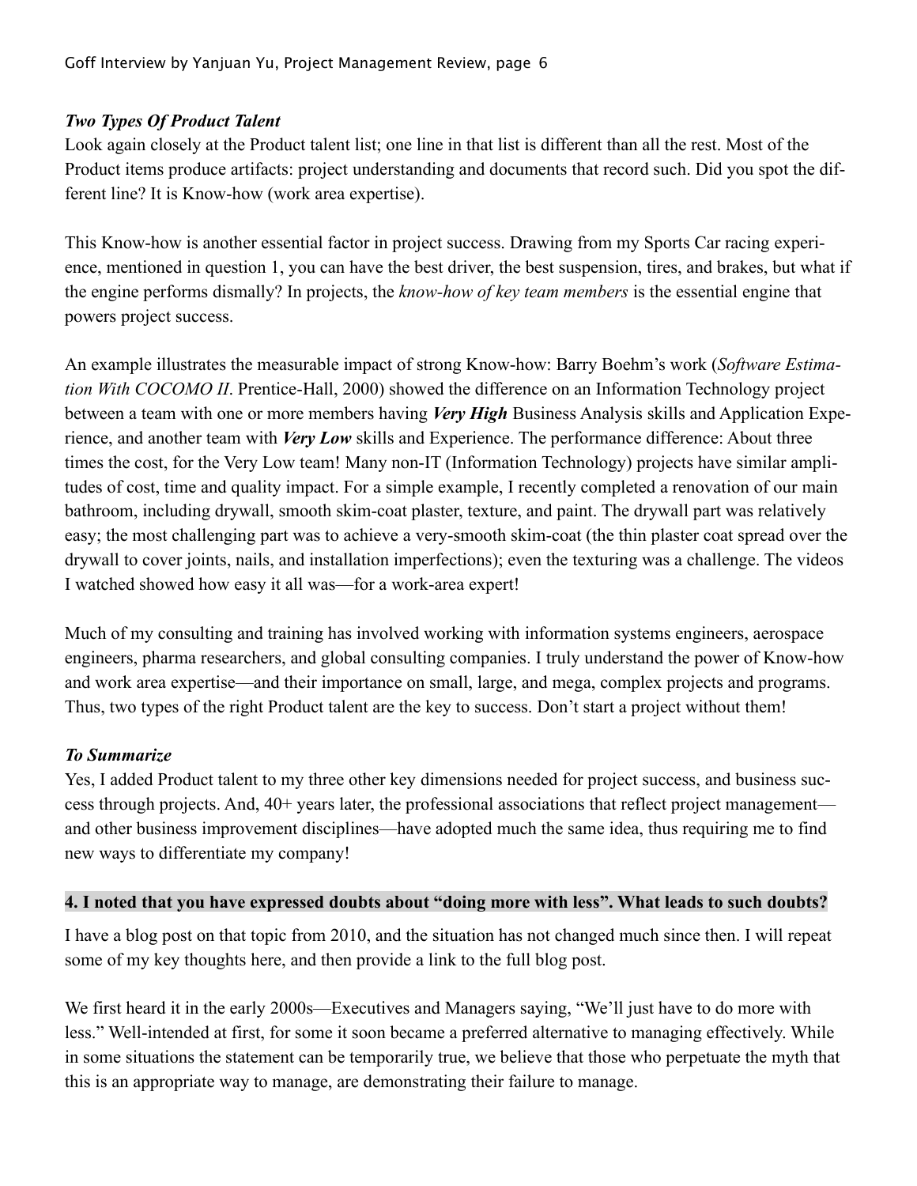### *Two Types Of Product Talent*

Look again closely at the Product talent list; one line in that list is different than all the rest. Most of the Product items produce artifacts: project understanding and documents that record such. Did you spot the different line? It is Know-how (work area expertise).

This Know-how is another essential factor in project success. Drawing from my Sports Car racing experience, mentioned in question 1, you can have the best driver, the best suspension, tires, and brakes, but what if the engine performs dismally? In projects, the *know-how of key team members* is the essential engine that powers project success.

An example illustrates the measurable impact of strong Know-how: Barry Boehm's work (*Software Estimation With COCOMO II*. Prentice-Hall, 2000) showed the difference on an Information Technology project between a team with one or more members having ***Very High*** Business Analysis skills and Application Experience, and another team with ***Very Low*** skills and Experience. The performance difference: About three times the cost, for the Very Low team! Many non-IT (Information Technology) projects have similar amplitudes of cost, time and quality impact. For a simple example, I recently completed a renovation of our main bathroom, including drywall, smooth skim-coat plaster, texture, and paint. The drywall part was relatively easy; the most challenging part was to achieve a very-smooth skim-coat (the thin plaster coat spread over the drywall to cover joints, nails, and installation imperfections); even the texturing was a challenge. The videos I watched showed how easy it all was—for a work-area expert!

Much of my consulting and training has involved working with information systems engineers, aerospace engineers, pharma researchers, and global consulting companies. I truly understand the power of Know-how and work area expertise—and their importance on small, large, and mega, complex projects and programs. Thus, two types of the right Product talent are the key to success. Don't start a project without them!

### *To Summarize*

Yes, I added Product talent to my three other key dimensions needed for project success, and business success through projects. And, 40+ years later, the professional associations that reflect project management—and other business improvement disciplines—have adopted much the same idea, thus requiring me to find new ways to differentiate my company!

## 4. I noted that you have expressed doubts about "doing more with less". What leads to such doubts?

I have a blog post on that topic from 2010, and the situation has not changed much since then. I will repeat some of my key thoughts here, and then provide a link to the full blog post.

We first heard it in the early 2000s—Executives and Managers saying, "We'll just have to do more with less." Well-intended at first, for some it soon became a preferred alternative to managing effectively. While in some situations the statement can be temporarily true, we believe that those who perpetuate the myth that this is an appropriate way to manage, are demonstrating their failure to manage.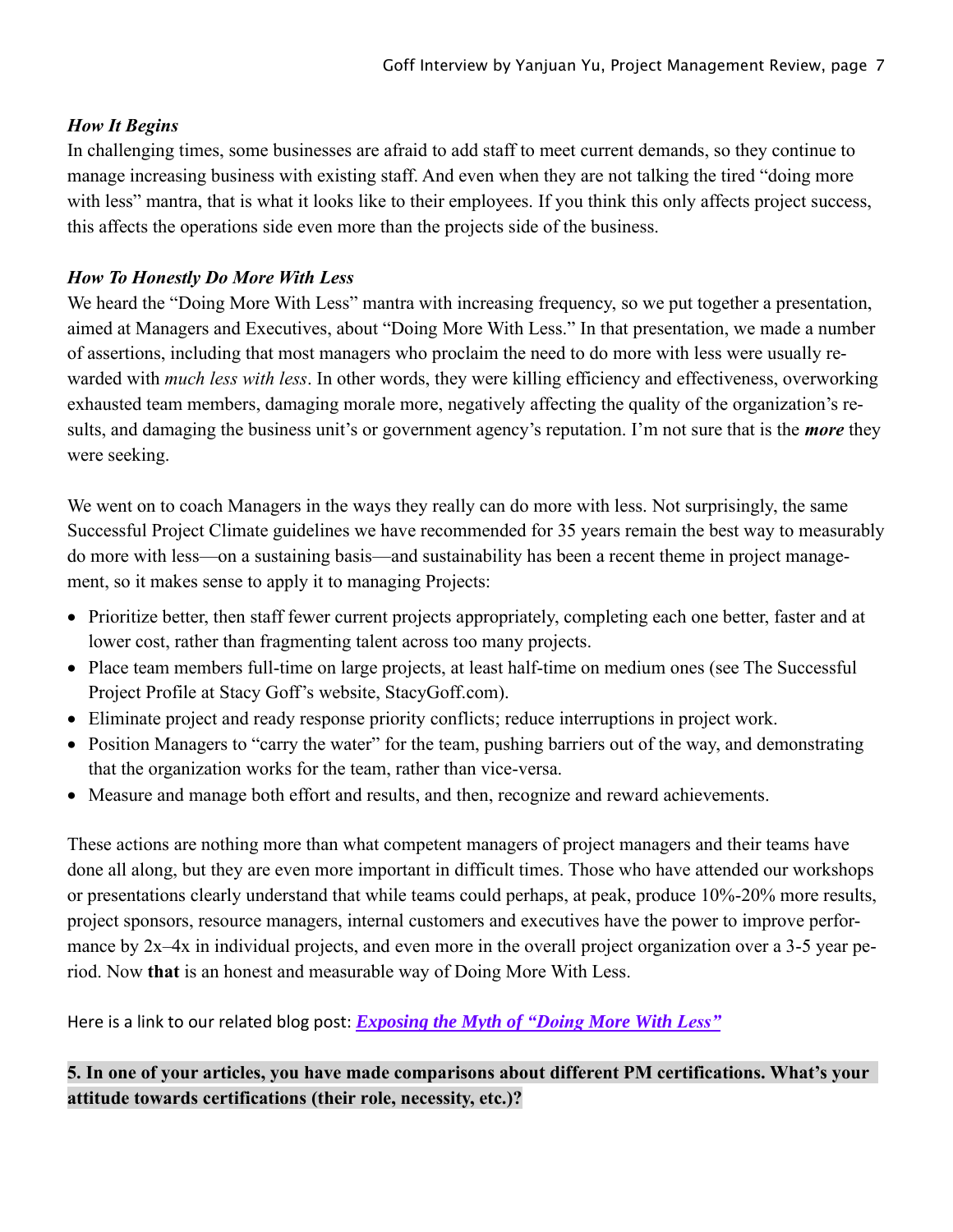### *How It Begins*

In challenging times, some businesses are afraid to add staff to meet current demands, so they continue to manage increasing business with existing staff. And even when they are not talking the tired "doing more with less" mantra, that is what it looks like to their employees. If you think this only affects project success, this affects the operations side even more than the projects side of the business.

### *How To Honestly Do More With Less*

We heard the "Doing More With Less" mantra with increasing frequency, so we put together a presentation, aimed at Managers and Executives, about "Doing More With Less." In that presentation, we made a number of assertions, including that most managers who proclaim the need to do more with less were usually rewarded with *much less with less*. In other words, they were killing efficiency and effectiveness, overworking exhausted team members, damaging morale more, negatively affecting the quality of the organization's results, and damaging the business unit's or government agency's reputation. I'm not sure that is the ***more*** they were seeking.

We went on to coach Managers in the ways they really can do more with less. Not surprisingly, the same Successful Project Climate guidelines we have recommended for 35 years remain the best way to measurably do more with less—on a sustaining basis—and sustainability has been a recent theme in project management, so it makes sense to apply it to managing Projects:

- Prioritize better, then staff fewer current projects appropriately, completing each one better, faster and at lower cost, rather than fragmenting talent across too many projects.
- Place team members full-time on large projects, at least half-time on medium ones (see The Successful Project Profile at Stacy Goff's website, StacyGoff.com).
- Eliminate project and ready response priority conflicts; reduce interruptions in project work.
- Position Managers to "carry the water" for the team, pushing barriers out of the way, and demonstrating that the organization works for the team, rather than vice-versa.
- Measure and manage both effort and results, and then, recognize and reward achievements.

These actions are nothing more than what competent managers of project managers and their teams have done all along, but they are even more important in difficult times. Those who have attended our workshops or presentations clearly understand that while teams could perhaps, at peak, produce 10%-20% more results, project sponsors, resource managers, internal customers and executives have the power to improve performance by 2x–4x in individual projects, and even more in the overall project organization over a 3-5 year period. Now **that** is an honest and measurable way of Doing More With Less.

Here is a link to our related blog post: ***Exposing the Myth of "Doing More With Less"***

**5. In one of your articles, you have made comparisons about different PM certifications. What's your attitude towards certifications (their role, necessity, etc.)?**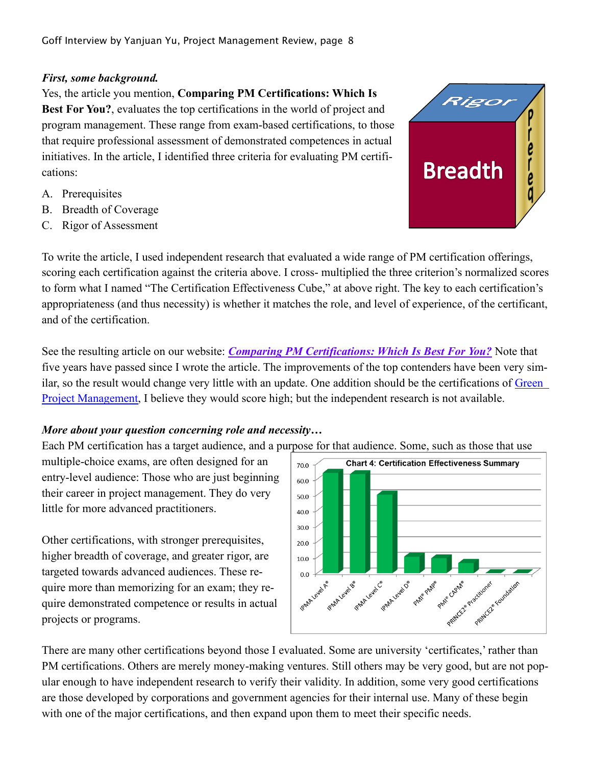***First, some background.***

Yes, the article you mention, **Comparing PM Certifications: Which Is Best For You?**, evaluates the top certifications in the world of project and program management. These range from exam-based certifications, to those that require professional assessment of demonstrated competences in actual initiatives. In the article, I identified three criteria for evaluating PM certifications:

A. Prerequisites
B. Breadth of Coverage
C. Rigor of Assessment

To write the article, I used independent research that evaluated a wide range of PM certification offerings, scoring each certification against the criteria above. I cross- multiplied the three criterion's normalized scores to form what I named "The Certification Effectiveness Cube," at above right. The key to each certification's appropriateness (and thus necessity) is whether it matches the role, and level of experience, of the certificant, and of the certification.

See the resulting article on our website: [***Comparing PM Certifications: Which Is Best For You?***]() Note that five years have passed since I wrote the article. The improvements of the top contenders have been very similar, so the result would change very little with an update. One addition should be the certifications of [Green Project Management](), I believe they would score high; but the independent research is not available.

***More about your question concerning role and necessity…***

Each PM certification has a target audience, and a purpose for that audience. Some, such as those that use multiple-choice exams, are often designed for an entry-level audience: Those who are just beginning their career in project management. They do very little for more advanced practitioners.

Other certifications, with stronger prerequisites, higher breadth of coverage, and greater rigor, are targeted towards advanced audiences. These require more than memorizing for an exam; they require demonstrated competence or results in actual projects or programs.

Chart 4: Certification Effectiveness Summary

There are many other certifications beyond those I evaluated. Some are university 'certificates,' rather than PM certifications. Others are merely money-making ventures. Still others may be very good, but are not popular enough to have independent research to verify their validity. In addition, some very good certifications are those developed by corporations and government agencies for their internal use. Many of these begin with one of the major certifications, and then expand upon them to meet their specific needs.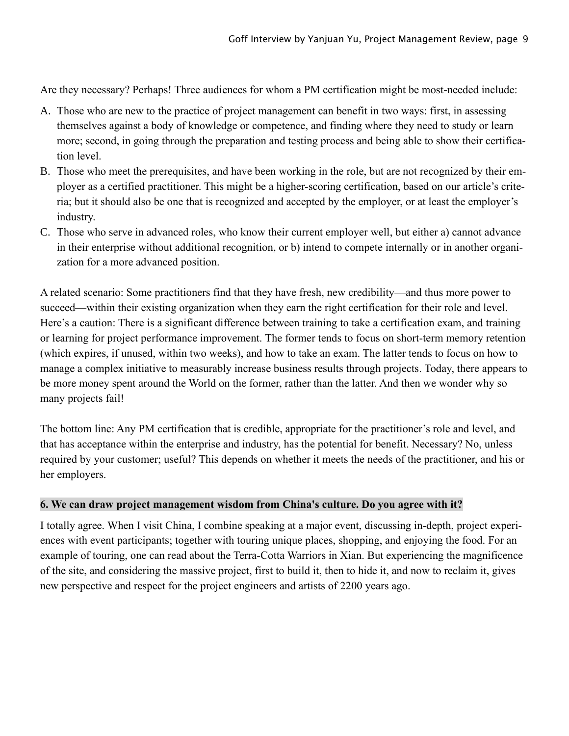Are they necessary? Perhaps! Three audiences for whom a PM certification might be most-needed include:

A. Those who are new to the practice of project management can benefit in two ways: first, in assessing themselves against a body of knowledge or competence, and finding where they need to study or learn more; second, in going through the preparation and testing process and being able to show their certification level.
B. Those who meet the prerequisites, and have been working in the role, but are not recognized by their employer as a certified practitioner. This might be a higher-scoring certification, based on our article's criteria; but it should also be one that is recognized and accepted by the employer, or at least the employer's industry.
C. Those who serve in advanced roles, who know their current employer well, but either a) cannot advance in their enterprise without additional recognition, or b) intend to compete internally or in another organization for a more advanced position.

A related scenario: Some practitioners find that they have fresh, new credibility—and thus more power to succeed—within their existing organization when they earn the right certification for their role and level. Here's a caution: There is a significant difference between training to take a certification exam, and training or learning for project performance improvement. The former tends to focus on short-term memory retention (which expires, if unused, within two weeks), and how to take an exam. The latter tends to focus on how to manage a complex initiative to measurably increase business results through projects. Today, there appears to be more money spent around the World on the former, rather than the latter. And then we wonder why so many projects fail!

The bottom line: Any PM certification that is credible, appropriate for the practitioner's role and level, and that has acceptance within the enterprise and industry, has the potential for benefit. Necessary? No, unless required by your customer; useful? This depends on whether it meets the needs of the practitioner, and his or her employers.

**6. We can draw project management wisdom from China's culture. Do you agree with it?**

I totally agree. When I visit China, I combine speaking at a major event, discussing in-depth, project experiences with event participants; together with touring unique places, shopping, and enjoying the food. For an example of touring, one can read about the Terra-Cotta Warriors in Xian. But experiencing the magnificence of the site, and considering the massive project, first to build it, then to hide it, and now to reclaim it, gives new perspective and respect for the project engineers and artists of 2200 years ago.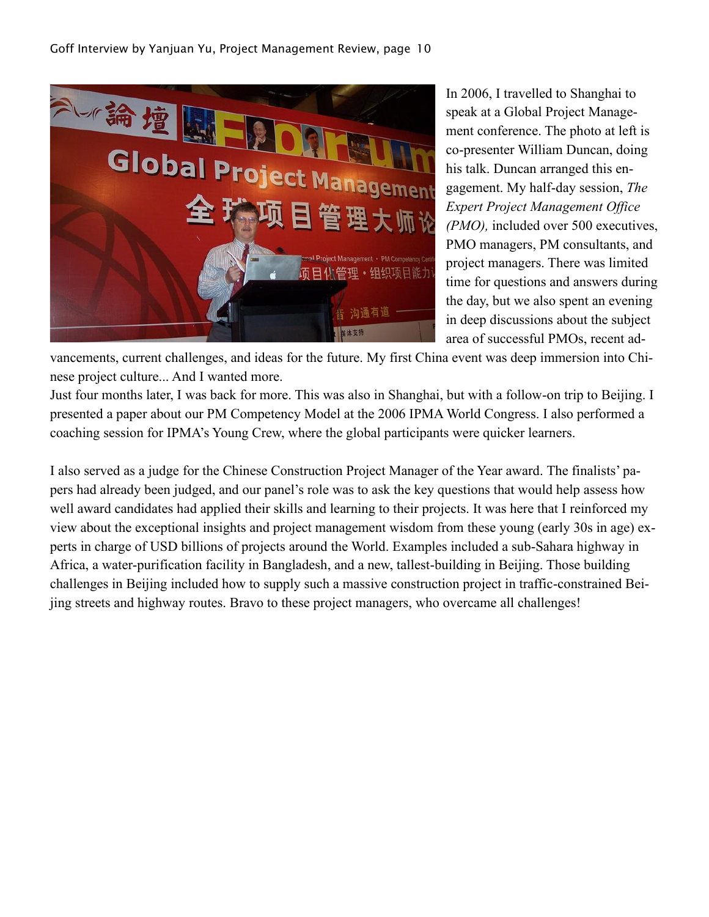In 2006, I travelled to Shanghai to speak at a Global Project Management conference. The photo at left is co-presenter William Duncan, doing his talk. Duncan arranged this engagement. My half-day session, *The Expert Project Management Office (PMO),* included over 500 executives, PMO managers, PM consultants, and project managers. There was limited time for questions and answers during the day, but we also spent an evening in deep discussions about the subject area of successful PMOs, recent advancements, current challenges, and ideas for the future. My first China event was deep immersion into Chinese project culture... And I wanted more.

Just four months later, I was back for more. This was also in Shanghai, but with a follow-on trip to Beijing. I presented a paper about our PM Competency Model at the 2006 IPMA World Congress. I also performed a coaching session for IPMA's Young Crew, where the global participants were quicker learners.

I also served as a judge for the Chinese Construction Project Manager of the Year award. The finalists' papers had already been judged, and our panel's role was to ask the key questions that would help assess how well award candidates had applied their skills and learning to their projects. It was here that I reinforced my view about the exceptional insights and project management wisdom from these young (early 30s in age) experts in charge of USD billions of projects around the World. Examples included a sub-Sahara highway in Africa, a water-purification facility in Bangladesh, and a new, tallest-building in Beijing. Those building challenges in Beijing included how to supply such a massive construction project in traffic-constrained Beijing streets and highway routes. Bravo to these project managers, who overcame all challenges!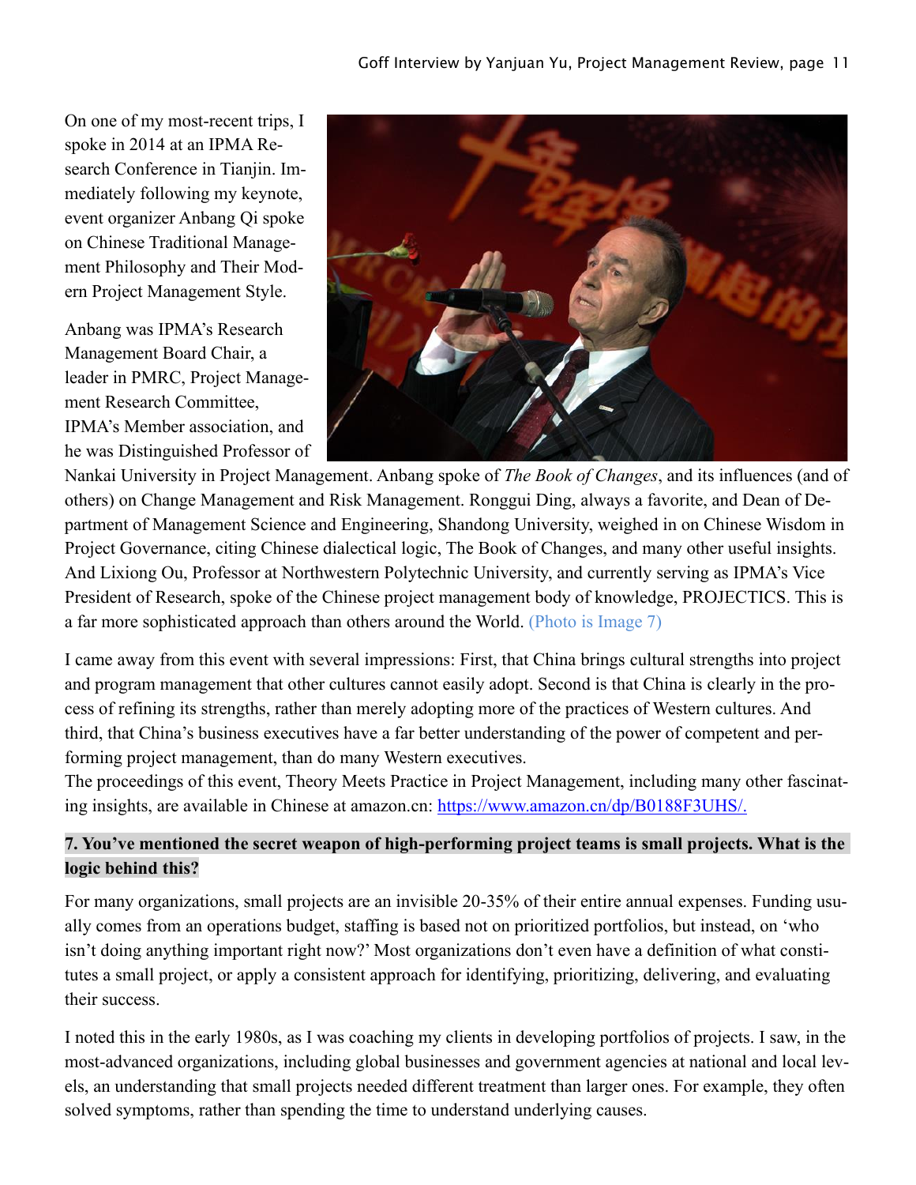On one of my most-recent trips, I spoke in 2014 at an IPMA Research Conference in Tianjin. Immediately following my keynote, event organizer Anbang Qi spoke on Chinese Traditional Management Philosophy and Their Modern Project Management Style.

Anbang was IPMA's Research Management Board Chair, a leader in PMRC, Project Management Research Committee, IPMA's Member association, and he was Distinguished Professor of Nankai University in Project Management. Anbang spoke of *The Book of Changes*, and its influences (and of others) on Change Management and Risk Management. Ronggui Ding, always a favorite, and Dean of Department of Management Science and Engineering, Shandong University, weighed in on Chinese Wisdom in Project Governance, citing Chinese dialectical logic, The Book of Changes, and many other useful insights. And Lixiong Ou, Professor at Northwestern Polytechnic University, and currently serving as IPMA's Vice President of Research, spoke of the Chinese project management body of knowledge, PROJECTICS. This is a far more sophisticated approach than others around the World. (Photo is Image 7)

I came away from this event with several impressions: First, that China brings cultural strengths into project and program management that other cultures cannot easily adopt. Second is that China is clearly in the process of refining its strengths, rather than merely adopting more of the practices of Western cultures. And third, that China's business executives have a far better understanding of the power of competent and performing project management, than do many Western executives.

The proceedings of this event, Theory Meets Practice in Project Management, including many other fascinating insights, are available in Chinese at amazon.cn: https://www.amazon.cn/dp/B0188F3UHS/.

**7. You've mentioned the secret weapon of high-performing project teams is small projects. What is the logic behind this?**

For many organizations, small projects are an invisible 20-35% of their entire annual expenses. Funding usually comes from an operations budget, staffing is based not on prioritized portfolios, but instead, on 'who isn't doing anything important right now?' Most organizations don't even have a definition of what constitutes a small project, or apply a consistent approach for identifying, prioritizing, delivering, and evaluating their success.

I noted this in the early 1980s, as I was coaching my clients in developing portfolios of projects. I saw, in the most-advanced organizations, including global businesses and government agencies at national and local levels, an understanding that small projects needed different treatment than larger ones. For example, they often solved symptoms, rather than spending the time to understand underlying causes.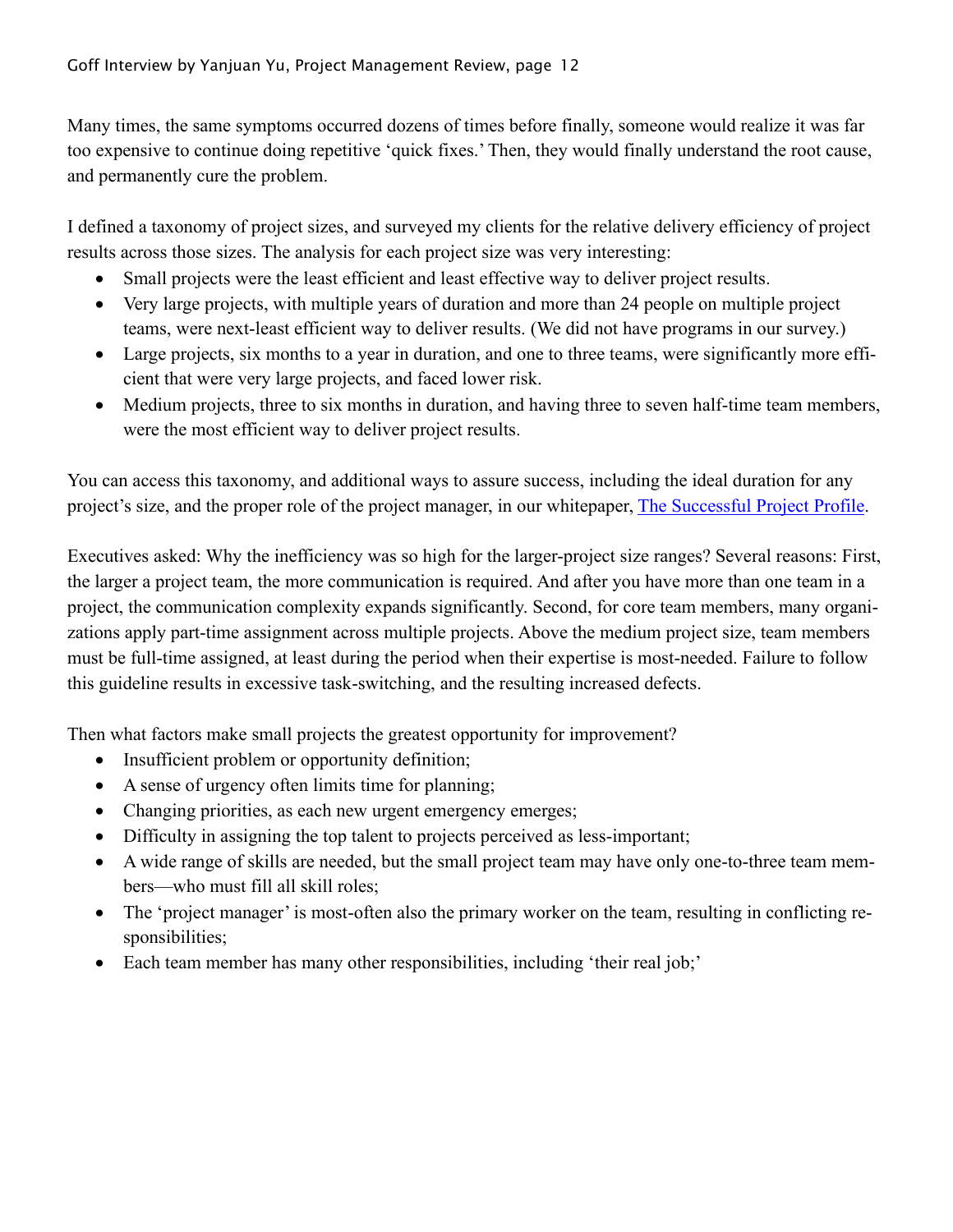Many times, the same symptoms occurred dozens of times before finally, someone would realize it was far too expensive to continue doing repetitive 'quick fixes.' Then, they would finally understand the root cause, and permanently cure the problem.

I defined a taxonomy of project sizes, and surveyed my clients for the relative delivery efficiency of project results across those sizes. The analysis for each project size was very interesting:

- Small projects were the least efficient and least effective way to deliver project results.
- Very large projects, with multiple years of duration and more than 24 people on multiple project teams, were next-least efficient way to deliver results. (We did not have programs in our survey.)
- Large projects, six months to a year in duration, and one to three teams, were significantly more efficient that were very large projects, and faced lower risk.
- Medium projects, three to six months in duration, and having three to seven half-time team members, were the most efficient way to deliver project results.

You can access this taxonomy, and additional ways to assure success, including the ideal duration for any project's size, and the proper role of the project manager, in our whitepaper, [The Successful Project Profile](The Successful Project Profile).

Executives asked: Why the inefficiency was so high for the larger-project size ranges? Several reasons: First, the larger a project team, the more communication is required. And after you have more than one team in a project, the communication complexity expands significantly. Second, for core team members, many organizations apply part-time assignment across multiple projects. Above the medium project size, team members must be full-time assigned, at least during the period when their expertise is most-needed. Failure to follow this guideline results in excessive task-switching, and the resulting increased defects.

Then what factors make small projects the greatest opportunity for improvement?

- Insufficient problem or opportunity definition;
- A sense of urgency often limits time for planning;
- Changing priorities, as each new urgent emergency emerges;
- Difficulty in assigning the top talent to projects perceived as less-important;
- A wide range of skills are needed, but the small project team may have only one-to-three team members—who must fill all skill roles;
- The 'project manager' is most-often also the primary worker on the team, resulting in conflicting responsibilities;
- Each team member has many other responsibilities, including 'their real job;'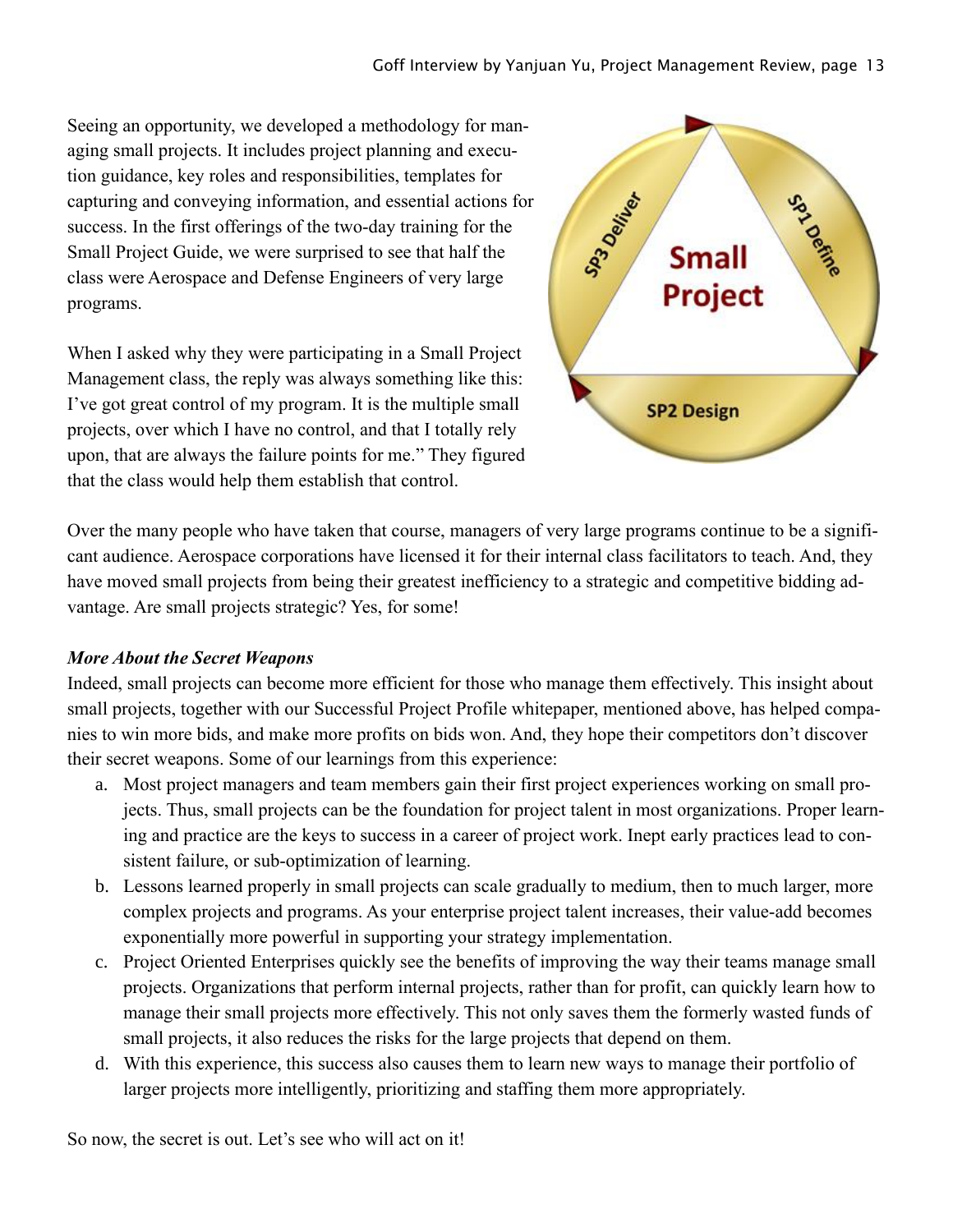Seeing an opportunity, we developed a methodology for managing small projects. It includes project planning and execution guidance, key roles and responsibilities, templates for capturing and conveying information, and essential actions for success. In the first offerings of the two-day training for the Small Project Guide, we were surprised to see that half the class were Aerospace and Defense Engineers of very large programs.

When I asked why they were participating in a Small Project Management class, the reply was always something like this: I've got great control of my program. It is the multiple small projects, over which I have no control, and that I totally rely upon, that are always the failure points for me." They figured that the class would help them establish that control.

Over the many people who have taken that course, managers of very large programs continue to be a significant audience. Aerospace corporations have licensed it for their internal class facilitators to teach. And, they have moved small projects from being their greatest inefficiency to a strategic and competitive bidding advantage. Are small projects strategic? Yes, for some!

***More About the Secret Weapons***

Indeed, small projects can become more efficient for those who manage them effectively. This insight about small projects, together with our Successful Project Profile whitepaper, mentioned above, has helped companies to win more bids, and make more profits on bids won. And, they hope their competitors don't discover their secret weapons. Some of our learnings from this experience:

a. Most project managers and team members gain their first project experiences working on small projects. Thus, small projects can be the foundation for project talent in most organizations. Proper learning and practice are the keys to success in a career of project work. Inept early practices lead to consistent failure, or sub-optimization of learning.
b. Lessons learned properly in small projects can scale gradually to medium, then to much larger, more complex projects and programs. As your enterprise project talent increases, their value-add becomes exponentially more powerful in supporting your strategy implementation.
c. Project Oriented Enterprises quickly see the benefits of improving the way their teams manage small projects. Organizations that perform internal projects, rather than for profit, can quickly learn how to manage their small projects more effectively. This not only saves them the formerly wasted funds of small projects, it also reduces the risks for the large projects that depend on them.
d. With this experience, this success also causes them to learn new ways to manage their portfolio of larger projects more intelligently, prioritizing and staffing them more appropriately.

So now, the secret is out. Let's see who will act on it!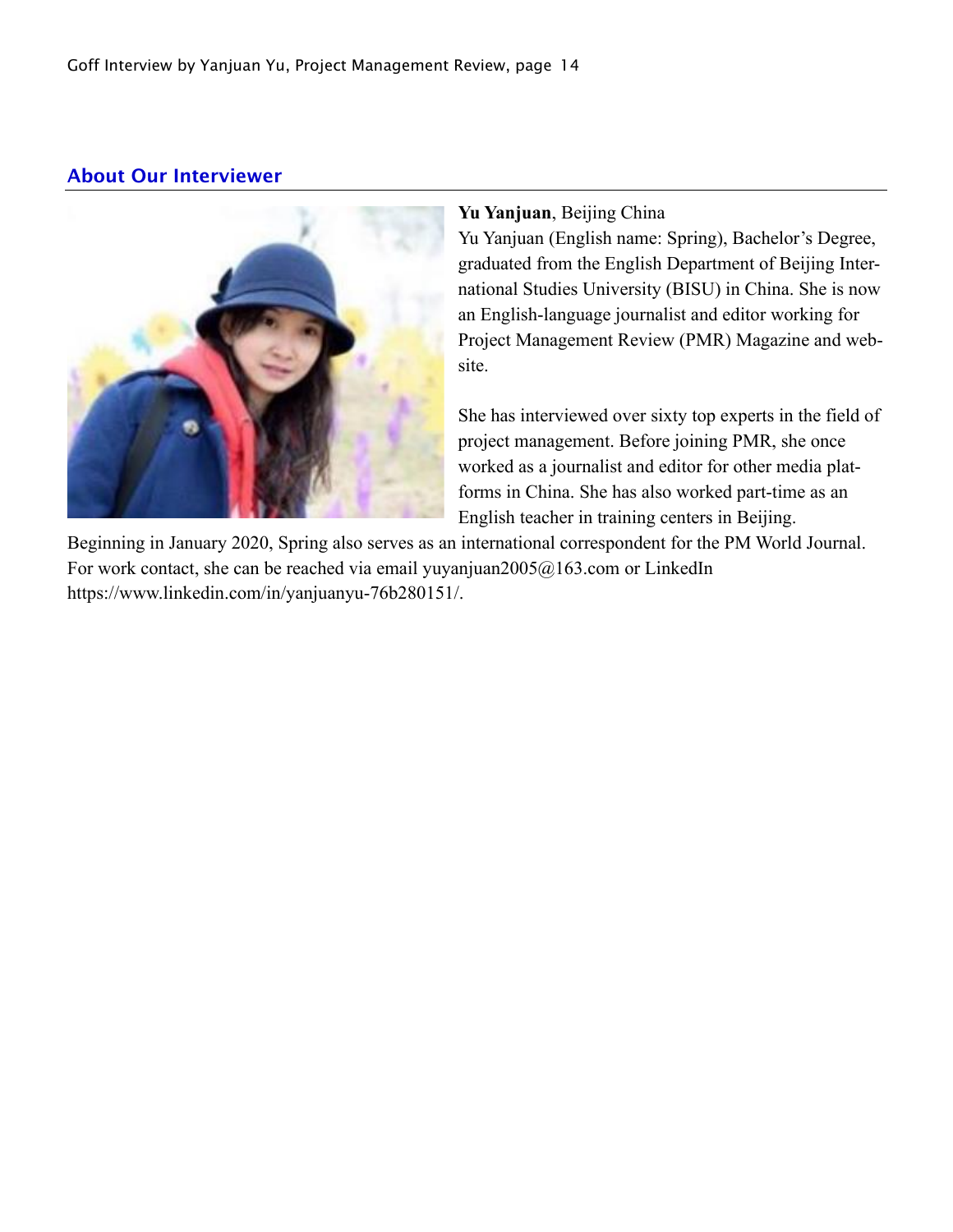## About Our Interviewer

**Yu Yanjuan**, Beijing China

Yu Yanjuan (English name: Spring), Bachelor's Degree, graduated from the English Department of Beijing International Studies University (BISU) in China. She is now an English-language journalist and editor working for Project Management Review (PMR) Magazine and website.

She has interviewed over sixty top experts in the field of project management. Before joining PMR, she once worked as a journalist and editor for other media platforms in China. She has also worked part-time as an English teacher in training centers in Beijing. Beginning in January 2020, Spring also serves as an international correspondent for the PM World Journal. For work contact, she can be reached via email yuyanjuan2005@163.com or LinkedIn https://www.linkedin.com/in/yanjuanyu-76b280151/.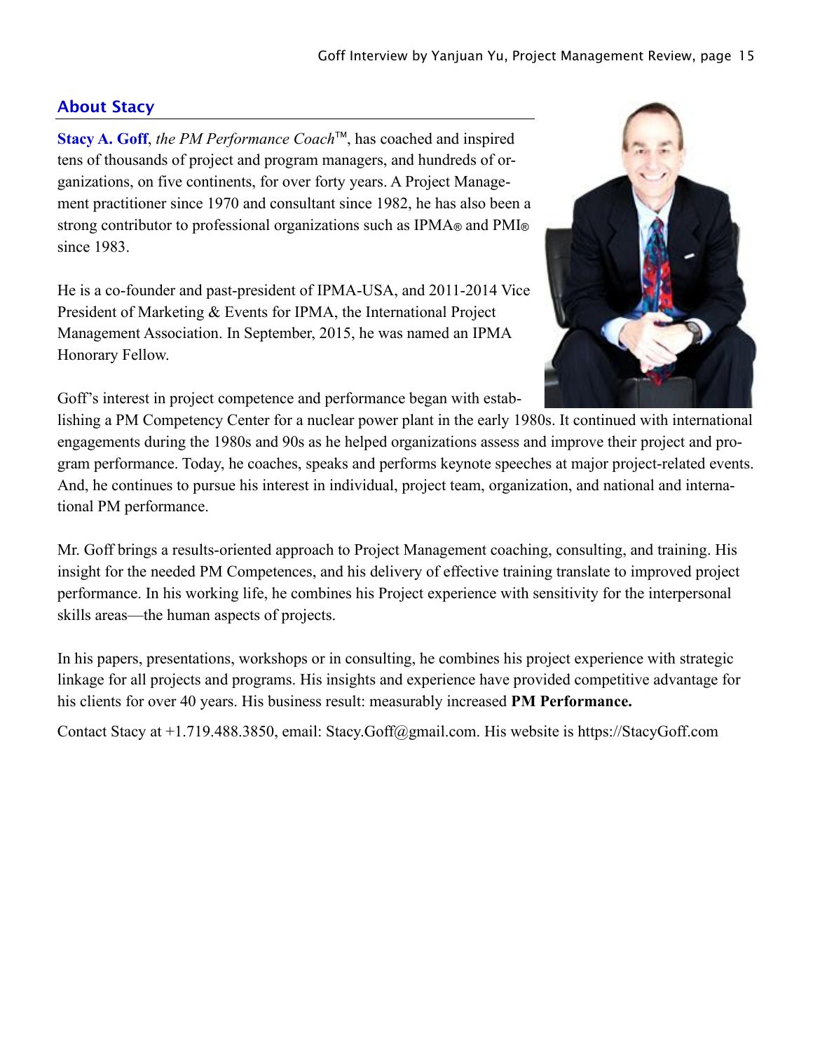## About Stacy

**Stacy A. Goff**, *the PM Performance Coach*™, has coached and inspired tens of thousands of project and program managers, and hundreds of organizations, on five continents, for over forty years. A Project Management practitioner since 1970 and consultant since 1982, he has also been a strong contributor to professional organizations such as IPMA® and PMI® since 1983.

He is a co-founder and past-president of IPMA-USA, and 2011-2014 Vice President of Marketing & Events for IPMA, the International Project Management Association. In September, 2015, he was named an IPMA Honorary Fellow.

Goff's interest in project competence and performance began with establishing a PM Competency Center for a nuclear power plant in the early 1980s. It continued with international engagements during the 1980s and 90s as he helped organizations assess and improve their project and program performance. Today, he coaches, speaks and performs keynote speeches at major project-related events. And, he continues to pursue his interest in individual, project team, organization, and national and international PM performance.

Mr. Goff brings a results-oriented approach to Project Management coaching, consulting, and training. His insight for the needed PM Competences, and his delivery of effective training translate to improved project performance. In his working life, he combines his Project experience with sensitivity for the interpersonal skills areas—the human aspects of projects.

In his papers, presentations, workshops or in consulting, he combines his project experience with strategic linkage for all projects and programs. His insights and experience have provided competitive advantage for his clients for over 40 years. His business result: measurably increased **PM Performance.**

Contact Stacy at +1.719.488.3850, email: Stacy.Goff@gmail.com. His website is https://StacyGoff.com